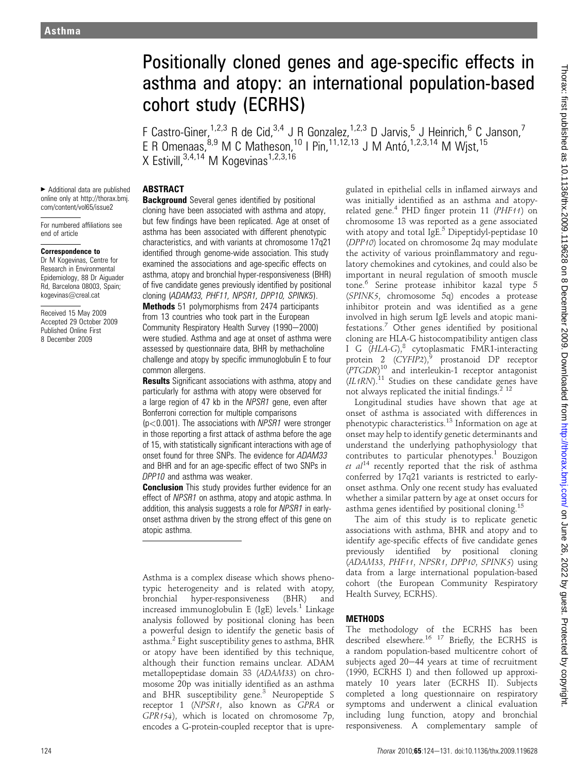# Positionally cloned genes and age-specific effects in asthma and atopy: an international population-based cohort study (ECRHS)

F Castro-Giner,[1,2,3] R de Cid,[3,4] J R Gonzalez,[1,2,3] D Jarvis,[5] J Heinrich,[6] C Janson,[7] E R Omenaas,[8,9] M C Matheson,[10] I Pin,[11,12,13] J M Antó,[1,2,3,14] M Wjst,[15] X Estivill,[3,4,14] M Kogevinas[1,2,3,16]

► Additional data are published online only at http://thorax.bmj.com/content/vol65/issue2

For numbered affiliations see end of article

**Correspondence to**
Dr M Kogevinas, Centre for Research in Environmental Epidemiology, 88 Dr Aiguader Rd, Barcelona 08003, Spain; kogevinas@creal.cat

Received 15 May 2009
Accepted 29 October 2009
Published Online First 8 December 2009

## ABSTRACT

**Background** Several genes identified by positional cloning have been associated with asthma and atopy, but few findings have been replicated. Age at onset of asthma has been associated with different phenotypic characteristics, and with variants at chromosome 17q21 identified through genome-wide association. This study examined the associations and age-specific effects on asthma, atopy and bronchial hyper-responsiveness (BHR) of five candidate genes previously identified by positional cloning (*ADAM33, PHF11, NPSR1, DPP10, SPINK5*).

**Methods** 51 polymorphisms from 2474 participants from 13 countries who took part in the European Community Respiratory Health Survey (1990–2000) were studied. Asthma and age at onset of asthma were assessed by questionnaire data, BHR by methacholine challenge and atopy by specific immunoglobulin E to four common allergens.

**Results** Significant associations with asthma, atopy and particularly for asthma with atopy were observed for a large region of 47 kb in the *NPSR1* gene, even after Bonferroni correction for multiple comparisons ($p<0.001$). The associations with *NPSR1* were stronger in those reporting a first attack of asthma before the age of 15, with statistically significant interactions with age of onset found for three SNPs. The evidence for *ADAM33* and BHR and for an age-specific effect of two SNPs in *DPP10* and asthma was weaker.

**Conclusion** This study provides further evidence for an effect of *NPSR1* on asthma, atopy and atopic asthma. In addition, this analysis suggests a role for *NPSR1* in early-onset asthma driven by the strong effect of this gene on atopic asthma.

Asthma is a complex disease which shows phenotypic heterogeneity and is related with atopy, bronchial hyper-responsiveness (BHR) and increased immunoglobulin E (IgE) levels.[1] Linkage analysis followed by positional cloning has been a powerful design to identify the genetic basis of asthma.[2] Eight susceptibility genes to asthma, BHR or atopy have been identified by this technique, although their function remains unclear. ADAM metallopeptidase domain 33 (*ADAM33*) on chromosome 20p was initially identified as an asthma and BHR susceptibility gene.[3] Neuropeptide S receptor 1 (*NPSR1*, also known as *GPRA* or *GPR154*), which is located on chromosome 7p, encodes a G-protein-coupled receptor that is upregulated in epithelial cells in inflamed airways and was initially identified as an asthma and atopy-related gene.[4] PHD finger protein 11 (*PHF11*) on chromosome 13 was reported as a gene associated with atopy and total IgE.[5] Dipeptidyl-peptidase 10 (*DPP10*) located on chromosome 2q may modulate the activity of various proinflammatory and regulatory chemokines and cytokines, and could also be important in neural regulation of smooth muscle tone.[6] Serine protease inhibitor kazal type 5 (*SPINK5*, chromosome 5q) encodes a protease inhibitor protein and was identified as a gene involved in high serum IgE levels and atopic manifestations.[7] Other genes identified by positional cloning are HLA-G histocompatibility antigen class I G (*HLA-G*),[8] cytoplasmatic FMR1-interacting protein 2 (*CYFIP2*),[9] prostanoid DP receptor (*PTGDR*)[10] and interleukin-1 receptor antagonist (*IL1RN*).[11] Studies on these candidate genes have not always replicated the initial findings.[2 12]

Longitudinal studies have shown that age at onset of asthma is associated with differences in phenotypic characteristics.[13] Information on age at onset may help to identify genetic determinants and understand the underlying pathophysiology that contributes to particular phenotypes.[1] Bouzigon *et al*[14] recently reported that the risk of asthma conferred by 17q21 variants is restricted to early-onset asthma. Only one recent study has evaluated whether a similar pattern by age at onset occurs for asthma genes identified by positional cloning.[15]

The aim of this study is to replicate genetic associations with asthma, BHR and atopy and to identify age-specific effects of five candidate genes previously identified by positional cloning (*ADAM33, PHF11, NPSR1, DPP10, SPINK5*) using data from a large international population-based cohort (the European Community Respiratory Health Survey, ECRHS).

## METHODS

The methodology of the ECRHS has been described elsewhere.[16 17] Briefly, the ECRHS is a random population-based multicentre cohort of subjects aged 20–44 years at time of recruitment (1990, ECRHS I) and then followed up approximately 10 years later (ECRHS II). Subjects completed a long questionnaire on respiratory symptoms and underwent a clinical evaluation including lung function, atopy and bronchial responsiveness. A complementary sample of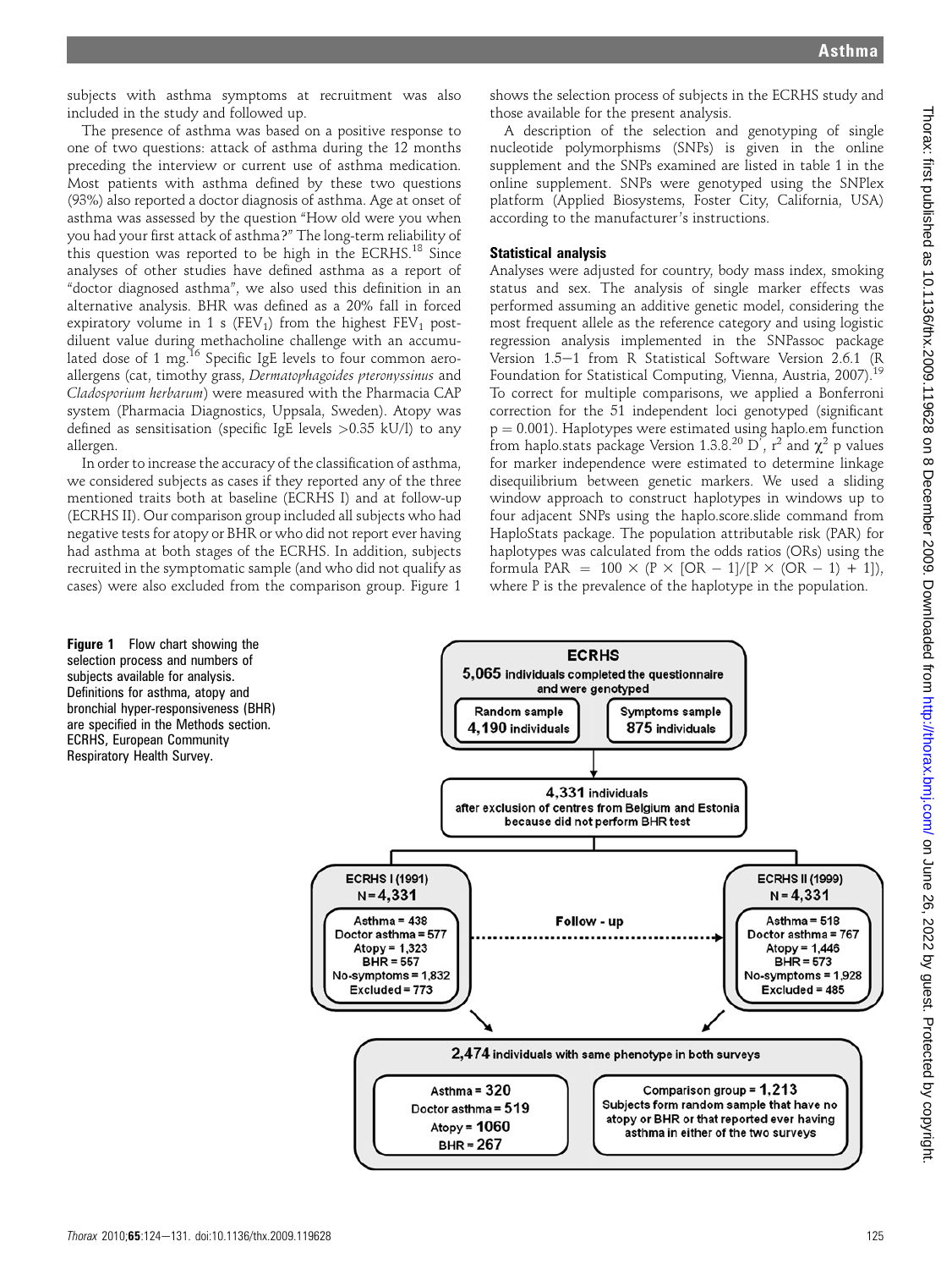subjects with asthma symptoms at recruitment was also included in the study and followed up.

The presence of asthma was based on a positive response to one of two questions: attack of asthma during the 12 months preceding the interview or current use of asthma medication. Most patients with asthma defined by these two questions (93%) also reported a doctor diagnosis of asthma. Age at onset of asthma was assessed by the question "How old were you when you had your first attack of asthma?" The long-term reliability of this question was reported to be high in the ECRHS.[18] Since analyses of other studies have defined asthma as a report of "doctor diagnosed asthma", we also used this definition in an alternative analysis. BHR was defined as a 20% fall in forced expiratory volume in 1 s ($FEV_1$) from the highest $FEV_1$ post-diluent value during methacholine challenge with an accumulated dose of 1 mg.[16] Specific IgE levels to four common aeroallergens (cat, timothy grass, *Dermatophagoides pteronyssinus* and *Cladosporium herbarum*) were measured with the Pharmacia CAP system (Pharmacia Diagnostics, Uppsala, Sweden). Atopy was defined as sensitisation (specific IgE levels >0.35 kU/l) to any allergen.

In order to increase the accuracy of the classification of asthma, we considered subjects as cases if they reported any of the three mentioned traits both at baseline (ECRHS I) and at follow-up (ECRHS II). Our comparison group included all subjects who had negative tests for atopy or BHR or who did not report ever having had asthma at both stages of the ECRHS. In addition, subjects recruited in the symptomatic sample (and who did not qualify as cases) were also excluded from the comparison group. Figure 1 shows the selection process of subjects in the ECRHS study and those available for the present analysis.

A description of the selection and genotyping of single nucleotide polymorphisms (SNPs) is given in the online supplement and the SNPs examined are listed in table 1 in the online supplement. SNPs were genotyped using the SNPlex platform (Applied Biosystems, Foster City, California, USA) according to the manufacturer's instructions.

### Statistical analysis

Analyses were adjusted for country, body mass index, smoking status and sex. The analysis of single marker effects was performed assuming an additive genetic model, considering the most frequent allele as the reference category and using logistic regression analysis implemented in the SNPassoc package Version 1.5–1 from R Statistical Software Version 2.6.1 (R Foundation for Statistical Computing, Vienna, Austria, 2007).[19] To correct for multiple comparisons, we applied a Bonferroni correction for the 51 independent loci genotyped (significant $p = 0.001$). Haplotypes were estimated using haplo.em function from haplo.stats package Version 1.3.8.[20] D′, $r^2$ and $\chi^2$ p values for marker independence were estimated to determine linkage disequilibrium between genetic markers. We used a sliding window approach to construct haplotypes in windows up to four adjacent SNPs using the haplo.score.slide command from HaploStats package. The population attributable risk (PAR) for haplotypes was calculated from the odds ratios (ORs) using the formula $PAR = 100 \times (P \times [OR - 1]/[P \times (OR - 1) + 1])$, where P is the prevalence of the haplotype in the population.

ECRHS: 5,065 individuals completed the questionnaire and were genotyped
- Random sample: 4,190 individuals
- Symptoms sample: 875 individuals

4,331 individuals after exclusion of centres from Belgium and Estonia because did not perform BHR test

| ECRHS I (1991) N=4,331 | ECRHS II (1999) N=4,331 |
|---|---|
| Asthma = 438 | Asthma = 518 |
| Doctor asthma = 577 | Doctor asthma = 767 |
| Atopy = 1,323 | Atopy = 1,446 |
| BHR = 557 | BHR = 573 |
| No-symptoms = 1,832 | No-symptoms = 1,928 |
| Excluded = 773 | Excluded = 485 |

Follow - up

2,474 individuals with same phenotype in both surveys
- Asthma = 320; Doctor asthma = 519; Atopy = 1060; BHR = 267
- Comparison group = 1,213: Subjects form random sample that have no atopy or BHR or that reported ever having asthma in either of the two surveys

**Figure 1** Flow chart showing the selection process and numbers of subjects available for analysis. Definitions for asthma, atopy and bronchial hyper-responsiveness (BHR) are specified in the Methods section. ECRHS, European Community Respiratory Health Survey.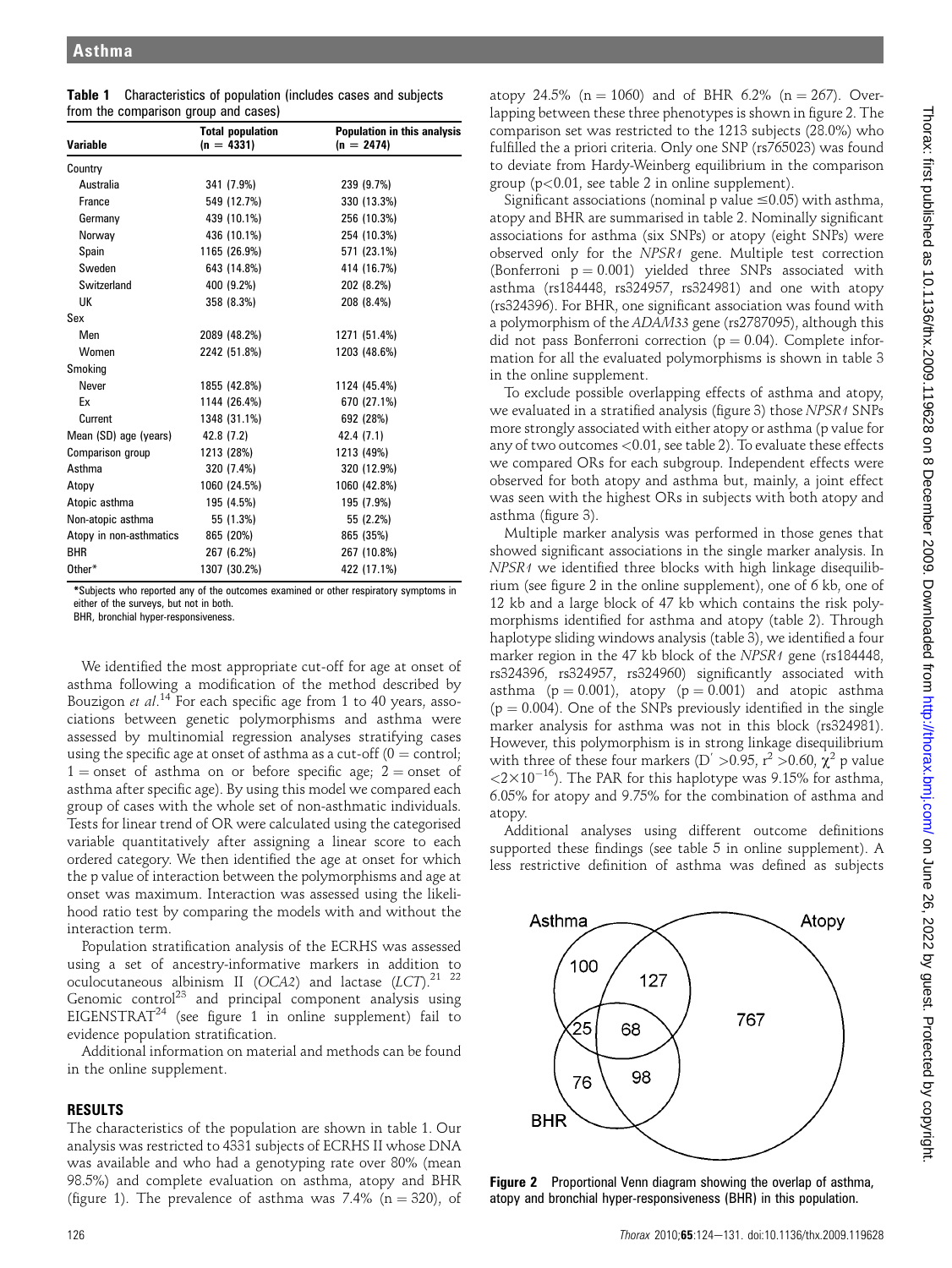**Table 1** Characteristics of population (includes cases and subjects from the comparison group and cases)

| Variable | Total population (n = 4331) | Population in this analysis (n = 2474) |
|---|---|---|
| Country | | |
| Australia | 341 (7.9%) | 239 (9.7%) |
| France | 549 (12.7%) | 330 (13.3%) |
| Germany | 439 (10.1%) | 256 (10.3%) |
| Norway | 436 (10.1%) | 254 (10.3%) |
| Spain | 1165 (26.9%) | 571 (23.1%) |
| Sweden | 643 (14.8%) | 414 (16.7%) |
| Switzerland | 400 (9.2%) | 202 (8.2%) |
| UK | 358 (8.3%) | 208 (8.4%) |
| Sex | | |
| Men | 2089 (48.2%) | 1271 (51.4%) |
| Women | 2242 (51.8%) | 1203 (48.6%) |
| Smoking | | |
| Never | 1855 (42.8%) | 1124 (45.4%) |
| Ex | 1144 (26.4%) | 670 (27.1%) |
| Current | 1348 (31.1%) | 692 (28%) |
| Mean (SD) age (years) | 42.8 (7.2) | 42.4 (7.1) |
| Comparison group | 1213 (28%) | 1213 (49%) |
| Asthma | 320 (7.4%) | 320 (12.9%) |
| Atopy | 1060 (24.5%) | 1060 (42.8%) |
| Atopic asthma | 195 (4.5%) | 195 (7.9%) |
| Non-atopic asthma | 55 (1.3%) | 55 (2.2%) |
| Atopy in non-asthmatics | 865 (20%) | 865 (35%) |
| BHR | 267 (6.2%) | 267 (10.8%) |
| Other* | 1307 (30.2%) | 422 (17.1%) |

*Subjects who reported any of the outcomes examined or other respiratory symptoms in either of the surveys, but not in both.
BHR, bronchial hyper-responsiveness.

We identified the most appropriate cut-off for age at onset of asthma following a modification of the method described by Bouzigon *et al*.[14] For each specific age from 1 to 40 years, associations between genetic polymorphisms and asthma were assessed by multinomial regression analyses stratifying cases using the specific age at onset of asthma as a cut-off (0 = control; 1 = onset of asthma on or before specific age; 2 = onset of asthma after specific age). By using this model we compared each group of cases with the whole set of non-asthmatic individuals. Tests for linear trend of OR were calculated using the categorised variable quantitatively after assigning a linear score to each ordered category. We then identified the age at onset for which the p value of interaction between the polymorphisms and age at onset was maximum. Interaction was assessed using the likelihood ratio test by comparing the models with and without the interaction term.

Population stratification analysis of the ECRHS was assessed using a set of ancestry-informative markers in addition to oculocutaneous albinism II (*OCA2*) and lactase (*LCT*).[21] [22] Genomic control[23] and principal component analysis using EIGENSTRAT[24] (see figure 1 in online supplement) fail to evidence population stratification.

Additional information on material and methods can be found in the online supplement.

## RESULTS

The characteristics of the population are shown in table 1. Our analysis was restricted to 4331 subjects of ECRHS II whose DNA was available and who had a genotyping rate over 80% (mean 98.5%) and complete evaluation on asthma, atopy and BHR (figure 1). The prevalence of asthma was 7.4% (n = 320), of atopy 24.5% (n = 1060) and of BHR 6.2% (n = 267). Overlapping between these three phenotypes is shown in figure 2. The comparison set was restricted to the 1213 subjects (28.0%) who fulfilled the a priori criteria. Only one SNP (rs765023) was found to deviate from Hardy-Weinberg equilibrium in the comparison group ($p<0.01$, see table 2 in online supplement).

Significant associations (nominal p value $\leq 0.05$) with asthma, atopy and BHR are summarised in table 2. Nominally significant associations for asthma (six SNPs) or atopy (eight SNPs) were observed only for the *NPSR1* gene. Multiple test correction (Bonferroni $p = 0.001$) yielded three SNPs associated with asthma (rs184448, rs324957, rs324981) and one with atopy (rs324396). For BHR, one significant association was found with a polymorphism of the *ADAM33* gene (rs2787095), although this did not pass Bonferroni correction ($p = 0.04$). Complete information for all the evaluated polymorphisms is shown in table 3 in the online supplement.

To exclude possible overlapping effects of asthma and atopy, we evaluated in a stratified analysis (figure 3) those *NPSR1* SNPs more strongly associated with either atopy or asthma (p value for any of two outcomes $<0.01$, see table 2). To evaluate these effects we compared ORs for each subgroup. Independent effects were observed for both atopy and asthma but, mainly, a joint effect was seen with the highest ORs in subjects with both atopy and asthma (figure 3).

Multiple marker analysis was performed in those genes that showed significant associations in the single marker analysis. In *NPSR1* we identified three blocks with high linkage disequilibrium (see figure 2 in the online supplement), one of 6 kb, one of 12 kb and a large block of 47 kb which contains the risk polymorphisms identified for asthma and atopy (table 2). Through haplotype sliding windows analysis (table 3), we identified a four marker region in the 47 kb block of the *NPSR1* gene (rs184448, rs324396, rs324957, rs324960) significantly associated with asthma ($p = 0.001$), atopy ($p = 0.001$) and atopic asthma ($p = 0.004$). One of the SNPs previously identified in the single marker analysis for asthma was not in this block (rs324981). However, this polymorphism is in strong linkage disequilibrium with three of these four markers ($D' > 0.95$, $r^2 > 0.60$, $\chi^2$ p value $<2\times10^{-16}$). The PAR for this haplotype was 9.15% for asthma, 6.05% for atopy and 9.75% for the combination of asthma and atopy.

Additional analyses using different outcome definitions supported these findings (see table 5 in online supplement). A less restrictive definition of asthma was defined as subjects

**Figure 2** Proportional Venn diagram showing the overlap of asthma, atopy and bronchial hyper-responsiveness (BHR) in this population.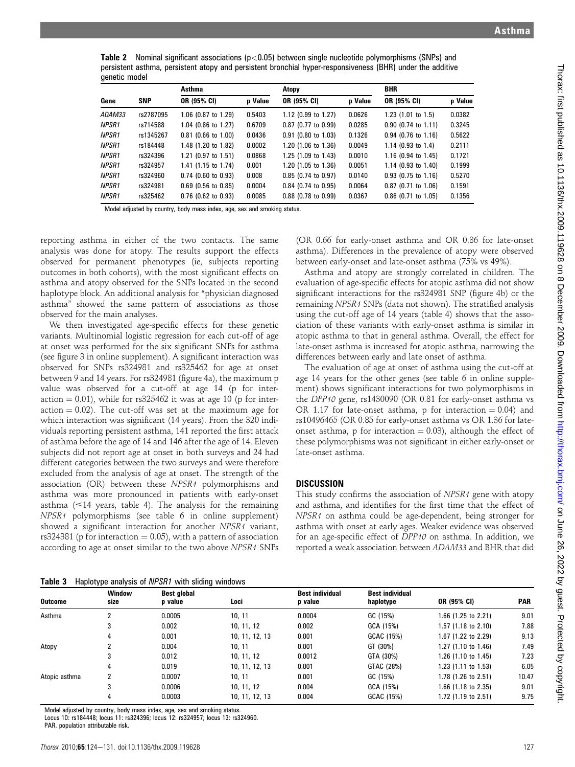**Table 2** Nominal significant associations (p<0.05) between single nucleotide polymorphisms (SNPs) and persistent asthma, persistent atopy and persistent bronchial hyper-responsiveness (BHR) under the additive genetic model

| | | Asthma | | Atopy | | BHR | |
|---|---|---|---|---|---|---|---|
| Gene | SNP | OR (95% CI) | p Value | OR (95% CI) | p Value | OR (95% CI) | p Value |
| *ADAM33* | rs2787095 | 1.06 (0.87 to 1.29) | 0.5403 | 1.12 (0.99 to 1.27) | 0.0626 | 1.23 (1.01 to 1.5) | 0.0382 |
| *NPSR1* | rs714588 | 1.04 (0.86 to 1.27) | 0.6709 | 0.87 (0.77 to 0.99) | 0.0285 | 0.90 (0.74 to 1.11) | 0.3245 |
| *NPSR1* | rs1345267 | 0.81 (0.66 to 1.00) | 0.0436 | 0.91 (0.80 to 1.03) | 0.1326 | 0.94 (0.76 to 1.16) | 0.5622 |
| *NPSR1* | rs184448 | 1.48 (1.20 to 1.82) | 0.0002 | 1.20 (1.06 to 1.36) | 0.0049 | 1.14 (0.93 to 1.4) | 0.2111 |
| *NPSR1* | rs324396 | 1.21 (0.97 to 1.51) | 0.0868 | 1.25 (1.09 to 1.43) | 0.0010 | 1.16 (0.94 to 1.45) | 0.1721 |
| *NPSR1* | rs324957 | 1.41 (1.15 to 1.74) | 0.001 | 1.20 (1.05 to 1.36) | 0.0051 | 1.14 (0.93 to 1.40) | 0.1999 |
| *NPSR1* | rs324960 | 0.74 (0.60 to 0.93) | 0.008 | 0.85 (0.74 to 0.97) | 0.0140 | 0.93 (0.75 to 1.16) | 0.5270 |
| *NPSR1* | rs324981 | 0.69 (0.56 to 0.85) | 0.0004 | 0.84 (0.74 to 0.95) | 0.0064 | 0.87 (0.71 to 1.06) | 0.1591 |
| *NPSR1* | rs325462 | 0.76 (0.62 to 0.93) | 0.0085 | 0.88 (0.78 to 0.99) | 0.0367 | 0.86 (0.71 to 1.05) | 0.1356 |

Model adjusted by country, body mass index, age, sex and smoking status.

reporting asthma in either of the two contacts. The same analysis was done for atopy. The results support the effects observed for permanent phenotypes (ie, subjects reporting outcomes in both cohorts), with the most significant effects on asthma and atopy observed for the SNPs located in the second haplotype block. An additional analysis for "physician diagnosed asthma" showed the same pattern of associations as those observed for the main analyses.

We then investigated age-specific effects for these genetic variants. Multinomial logistic regression for each cut-off of age at onset was performed for the six significant SNPs for asthma (see figure 3 in online supplement). A significant interaction was observed for SNPs rs324981 and rs325462 for age at onset between 9 and 14 years. For rs324981 (figure 4a), the maximum p value was observed for a cut-off at age 14 (p for interaction = 0.01), while for rs325462 it was at age 10 (p for interaction = 0.02). The cut-off was set at the maximum age for which interaction was significant (14 years). From the 320 individuals reporting persistent asthma, 141 reported the first attack of asthma before the age of 14 and 146 after the age of 14. Eleven subjects did not report age at onset in both surveys and 24 had different categories between the two surveys and were therefore excluded from the analysis of age at onset. The strength of the association (OR) between these *NPSR1* polymorphisms and asthma was more pronounced in patients with early-onset asthma (≤14 years, table 4). The analysis for the remaining *NPSR1* polymorphisms (see table 6 in online supplement) showed a significant interaction for another *NPSR1* variant, rs324381 (p for interaction = 0.05), with a pattern of association according to age at onset similar to the two above *NPSR1* SNPs (OR 0.66 for early-onset asthma and OR 0.86 for late-onset asthma). Differences in the prevalence of atopy were observed between early-onset and late-onset asthma (75% vs 49%).

Asthma and atopy are strongly correlated in children. The evaluation of age-specific effects for atopic asthma did not show significant interactions for the rs324981 SNP (figure 4b) or the remaining *NPSR1* SNPs (data not shown). The stratified analysis using the cut-off age of 14 years (table 4) shows that the association of these variants with early-onset asthma is similar in atopic asthma to that in general asthma. Overall, the effect for late-onset asthma is increased for atopic asthma, narrowing the differences between early and late onset of asthma.

The evaluation of age at onset of asthma using the cut-off at age 14 years for the other genes (see table 6 in online supplement) shows significant interactions for two polymorphisms in the *DPP10* gene, rs1430090 (OR 0.81 for early-onset asthma vs OR 1.17 for late-onset asthma, p for interaction = 0.04) and rs10496465 (OR 0.85 for early-onset asthma vs OR 1.36 for late-onset asthma, p for interaction = 0.03), although the effect of these polymorphisms was not significant in either early-onset or late-onset asthma.

## DISCUSSION

This study confirms the association of *NPSR1* gene with atopy and asthma, and identifies for the first time that the effect of *NPSR1* on asthma could be age-dependent, being stronger for asthma with onset at early ages. Weaker evidence was observed for an age-specific effect of *DPP10* on asthma. In addition, we reported a weak association between *ADAM33* and BHR that did

**Table 3** Haplotype analysis of *NPSR1* with sliding windows

| Outcome | Window size | Best global p value | Loci | Best individual p value | Best individual haplotype | OR (95% CI) | PAR |
|---|---|---|---|---|---|---|---|
| Asthma | 2 | 0.0005 | 10, 11 | 0.0004 | GC (15%) | 1.66 (1.25 to 2.21) | 9.01 |
| | 3 | 0.002 | 10, 11, 12 | 0.002 | GCA (15%) | 1.57 (1.18 to 2.10) | 7.88 |
| | 4 | 0.001 | 10, 11, 12, 13 | 0.001 | GCAC (15%) | 1.67 (1.22 to 2.29) | 9.13 |
| Atopy | 2 | 0.004 | 10, 11 | 0.001 | GT (30%) | 1.27 (1.10 to 1.46) | 7.49 |
| | 3 | 0.012 | 10, 11, 12 | 0.0012 | GTA (30%) | 1.26 (1.10 to 1.45) | 7.23 |
| | 4 | 0.019 | 10, 11, 12, 13 | 0.001 | GTAC (28%) | 1.23 (1.11 to 1.53) | 6.05 |
| Atopic asthma | 2 | 0.0007 | 10, 11 | 0.001 | GC (15%) | 1.78 (1.26 to 2.51) | 10.47 |
| | 3 | 0.0006 | 10, 11, 12 | 0.004 | GCA (15%) | 1.66 (1.18 to 2.35) | 9.01 |
| | 4 | 0.0003 | 10, 11, 12, 13 | 0.004 | GCAC (15%) | 1.72 (1.19 to 2.51) | 9.75 |

Model adjusted by country, body mass index, age, sex and smoking status.
Locus 10: rs184448; locus 11: rs324396; locus 12: rs324957; locus 13: rs324960.
PAR, population attributable risk.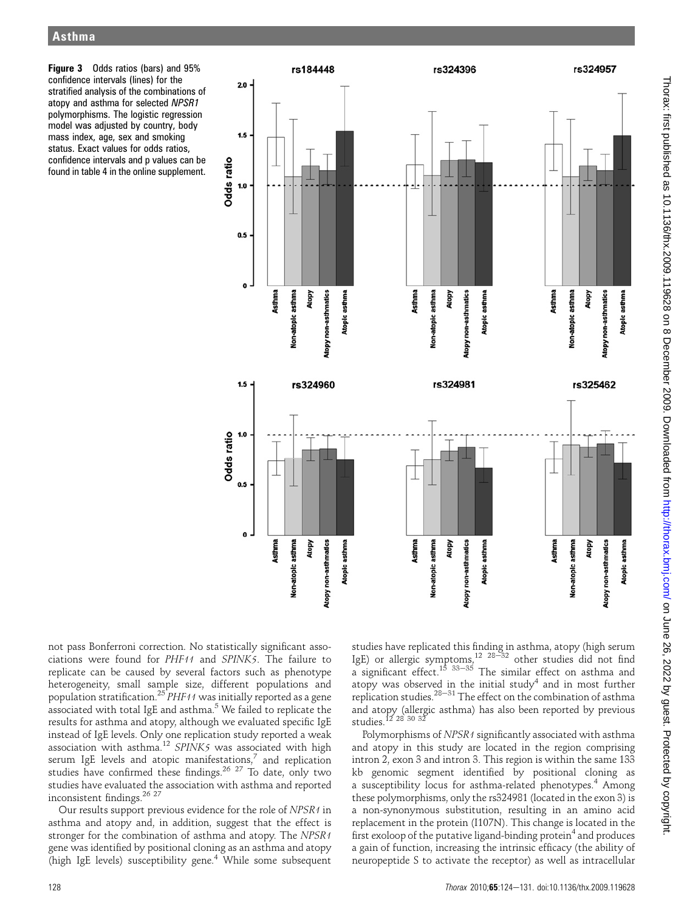**Figure 3** Odds ratios (bars) and 95% confidence intervals (lines) for the stratified analysis of the combinations of atopy and asthma for selected *NPSR1* polymorphisms. The logistic regression model was adjusted by country, body mass index, age, sex and smoking status. Exact values for odds ratios, confidence intervals and p values can be found in table 4 in the online supplement.

not pass Bonferroni correction. No statistically significant associations were found for *PHF11* and *SPINK5*. The failure to replicate can be caused by several factors such as phenotype heterogeneity, small sample size, different populations and population stratification.[25] *PHF11* was initially reported as a gene associated with total IgE and asthma.[5] We failed to replicate the results for asthma and atopy, although we evaluated specific IgE instead of IgE levels. Only one replication study reported a weak association with asthma.[12] *SPINK5* was associated with high serum IgE levels and atopic manifestations,[7] and replication studies have confirmed these findings.[26 27] To date, only two studies have evaluated the association with asthma and reported inconsistent findings.[26 27]

Our results support previous evidence for the role of *NPSR1* in asthma and atopy and, in addition, suggest that the effect is stronger for the combination of asthma and atopy. The *NPSR1* gene was identified by positional cloning as an asthma and atopy (high IgE levels) susceptibility gene.[4] While some subsequent studies have replicated this finding in asthma, atopy (high serum IgE) or allergic symptoms,[12 28–32] other studies did not find a significant effect.[15 33–35] The similar effect on asthma and atopy was observed in the initial study[4] and in most further replication studies.[28–31] The effect on the combination of asthma and atopy (allergic asthma) has also been reported by previous studies.[12 28 30 32]

Polymorphisms of *NPSR1* significantly associated with asthma and atopy in this study are located in the region comprising intron 2, exon 3 and intron 3. This region is within the same 133 kb genomic segment identified by positional cloning as a susceptibility locus for asthma-related phenotypes.[4] Among these polymorphisms, only the rs324981 (located in the exon 3) is a non-synonymous substitution, resulting in an amino acid replacement in the protein (I107N). This change is located in the first exoloop of the putative ligand-binding protein[4] and produces a gain of function, increasing the intrinsic efficacy (the ability of neuropeptide S to activate the receptor) as well as intracellular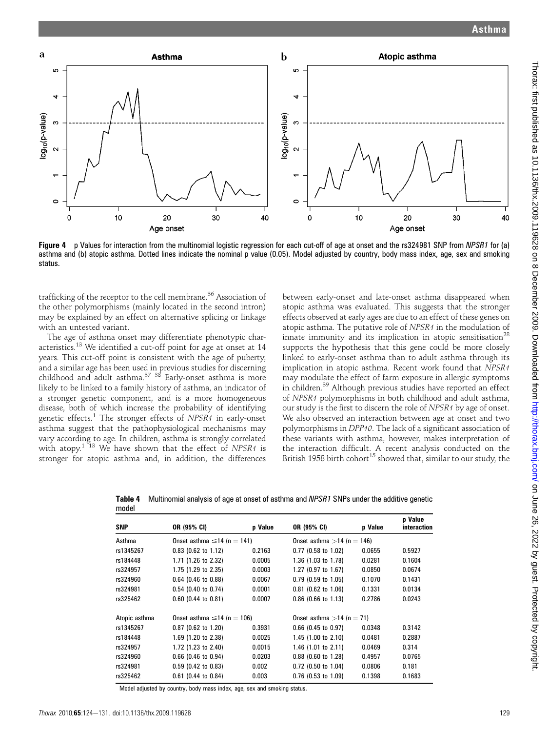Figure 4 p Values for interaction from the multinomial logistic regression for each cut-off of age at onset and the rs324981 SNP from *NPSR1* for (a) asthma and (b) atopic asthma. Dotted lines indicate the nominal p value (0.05). Model adjusted by country, body mass index, age, sex and smoking status.

trafficking of the receptor to the cell membrane.[36] Association of the other polymorphisms (mainly located in the second intron) may be explained by an effect on alternative splicing or linkage with an untested variant.

The age of asthma onset may differentiate phenotypic characteristics.[15] We identified a cut-off point for age at onset at 14 years. This cut-off point is consistent with the age of puberty, and a similar age has been used in previous studies for discerning childhood and adult asthma.[37 38] Early-onset asthma is more likely to be linked to a family history of asthma, an indicator of a stronger genetic component, and is a more homogeneous disease, both of which increase the probability of identifying genetic effects.[1] The stronger effects of *NPSR1* in early-onset asthma suggest that the pathophysiological mechanisms may vary according to age. In children, asthma is strongly correlated with atopy.[1 13] We have shown that the effect of *NPSR1* is stronger for atopic asthma and, in addition, the differences between early-onset and late-onset asthma disappeared when atopic asthma was evaluated. This suggests that the stronger effects observed at early ages are due to an effect of these genes on atopic asthma. The putative role of *NPSR1* in the modulation of innate immunity and its implication in atopic sensitisation[28] supports the hypothesis that this gene could be more closely linked to early-onset asthma than to adult asthma through its implication in atopic asthma. Recent work found that *NPSR1* may modulate the effect of farm exposure in allergic symptoms in children.[39] Although previous studies have reported an effect of *NPSR1* polymorphisms in both childhood and adult asthma, our study is the first to discern the role of *NPSR1* by age of onset. We also observed an interaction between age at onset and two polymorphisms in *DPP10*. The lack of a significant association of these variants with asthma, however, makes interpretation of the interaction difficult. A recent analysis conducted on the British 1958 birth cohort[15] showed that, similar to our study, the

**Table 4** Multinomial analysis of age at onset of asthma and *NPSR1* SNPs under the additive genetic model

| SNP | OR (95% CI) | p Value | OR (95% CI) | p Value | p Value interaction |
|---|---|---|---|---|---|
| Asthma | Onset asthma ≤14 (n = 141) | | Onset asthma >14 (n = 146) | | |
| rs1345267 | 0.83 (0.62 to 1.12) | 0.2163 | 0.77 (0.58 to 1.02) | 0.0655 | 0.5927 |
| rs184448 | 1.71 (1.26 to 2.32) | 0.0005 | 1.36 (1.03 to 1.78) | 0.0281 | 0.1604 |
| rs324957 | 1.75 (1.29 to 2.35) | 0.0003 | 1.27 (0.97 to 1.67) | 0.0850 | 0.0674 |
| rs324960 | 0.64 (0.46 to 0.88) | 0.0067 | 0.79 (0.59 to 1.05) | 0.1070 | 0.1431 |
| rs324981 | 0.54 (0.40 to 0.74) | 0.0001 | 0.81 (0.62 to 1.06) | 0.1331 | 0.0134 |
| rs325462 | 0.60 (0.44 to 0.81) | 0.0007 | 0.86 (0.66 to 1.13) | 0.2786 | 0.0243 |
| Atopic asthma | Onset asthma ≤14 (n = 106) | | Onset asthma >14 (n = 71) | | |
| rs1345267 | 0.87 (0.62 to 1.20) | 0.3931 | 0.66 (0.45 to 0.97) | 0.0348 | 0.3142 |
| rs184448 | 1.69 (1.20 to 2.38) | 0.0025 | 1.45 (1.00 to 2.10) | 0.0481 | 0.2887 |
| rs324957 | 1.72 (1.23 to 2.40) | 0.0015 | 1.46 (1.01 to 2.11) | 0.0469 | 0.314 |
| rs324960 | 0.66 (0.46 to 0.94) | 0.0203 | 0.88 (0.60 to 1.28) | 0.4957 | 0.0765 |
| rs324981 | 0.59 (0.42 to 0.83) | 0.002 | 0.72 (0.50 to 1.04) | 0.0806 | 0.181 |
| rs325462 | 0.61 (0.44 to 0.84) | 0.003 | 0.76 (0.53 to 1.09) | 0.1398 | 0.1683 |

Model adjusted by country, body mass index, age, sex and smoking status.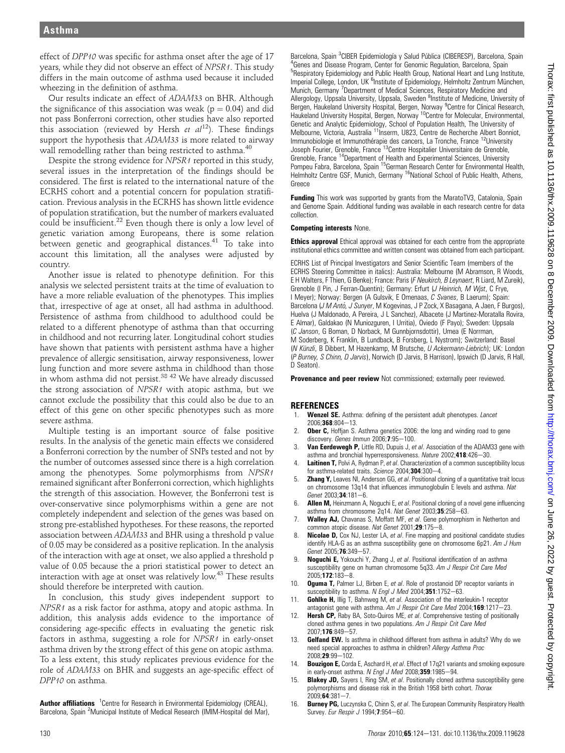effect of *DPP10* was specific for asthma onset after the age of 17 years, while they did not observe an effect of *NPSR1*. This study differs in the main outcome of asthma used because it included wheezing in the definition of asthma.

Our results indicate an effect of *ADAM33* on BHR. Although the significance of this association was weak ($p = 0.04$) and did not pass Bonferroni correction, other studies have also reported this association (reviewed by Hersh *et al*[12]). These findings support the hypothesis that *ADAM33* is more related to airway wall remodelling rather than being restricted to asthma.[40]

Despite the strong evidence for *NPSR1* reported in this study, several issues in the interpretation of the findings should be considered. The first is related to the international nature of the ECRHS cohort and a potential concern for population stratification. Previous analysis in the ECRHS has shown little evidence of population stratification, but the number of markers evaluated could be insufficient.[22] Even though there is only a low level of genetic variation among Europeans, there is some relation between genetic and geographical distances.[41] To take into account this limitation, all the analyses were adjusted by country.

Another issue is related to phenotype definition. For this analysis we selected persistent traits at the time of evaluation to have a more reliable evaluation of the phenotypes. This implies that, irrespective of age at onset, all had asthma in adulthood. Persistence of asthma from childhood to adulthood could be related to a different phenotype of asthma than that occurring in childhood and not recurring later. Longitudinal cohort studies have shown that patients with persistent asthma have a higher prevalence of allergic sensitisation, airway responsiveness, lower lung function and more severe asthma in childhood than those in whom asthma did not persist.[38 42] We have already discussed the strong association of *NPSR1* with atopic asthma, but we cannot exclude the possibility that this could also be due to an effect of this gene on other specific phenotypes such as more severe asthma.

Multiple testing is an important source of false positive results. In the analysis of the genetic main effects we considered a Bonferroni correction by the number of SNPs tested and not by the number of outcomes assessed since there is a high correlation among the phenotypes. Some polymorphisms from *NPSR1* remained significant after Bonferroni correction, which highlights the strength of this association. However, the Bonferroni test is over-conservative since polymorphisms within a gene are not completely independent and selection of the genes was based on strong pre-established hypotheses. For these reasons, the reported association between *ADAM33* and BHR using a threshold p value of 0.05 may be considered as a positive replication. In the analysis of the interaction with age at onset, we also applied a threshold p value of 0.05 because the a priori statistical power to detect an interaction with age at onset was relatively low.[43] These results should therefore be interpreted with caution.

In conclusion, this study gives independent support to *NPSR1* as a risk factor for asthma, atopy and atopic asthma. In addition, this analysis adds evidence to the importance of considering age-specific effects in evaluating the genetic risk factors in asthma, suggesting a role for *NPSR1* in early-onset asthma driven by the strong effect of this gene on atopic asthma. To a less extent, this study replicates previous evidence for the role of *ADAM33* on BHR and suggests an age-specific effect of *DPP10* on asthma.

**Author affiliations** [1]Centre for Research in Environmental Epidemiology (CREAL), Barcelona, Spain [2]Municipal Institute of Medical Research (IMIM-Hospital del Mar), Barcelona, Spain [3]CIBER Epidemiología y Salud Pública (CIBERESP), Barcelona, Spain [4]Genes and Disease Program, Center for Genomic Regulation, Barcelona, Spain [5]Respiratory Epidemiology and Public Health Group, National Heart and Lung Institute, Imperial College, London, UK [6]Institute of Epidemiology, Helmholtz Zentrum München, Munich, Germany [7]Department of Medical Sciences, Respiratory Medicine and Allergology, Uppsala University, Uppsala, Sweden [8]Institute of Medicine, University of Bergen, Haukeland University Hospital, Bergen, Norway [9]Centre for Clinical Research, Haukeland University Hospital, Bergen, Norway [10]Centre for Molecular, Environmental, Genetic and Analytic Epidemiology, School of Population Health, The University of Melbourne, Victoria, Australia [11]Inserm, U823, Centre de Recherche Albert Bonniot, Immunobiologie et Immunothérapie des cancers, La Tronche, France [12]University Joseph Fourier, Grenoble, France [13]Centre Hospitalier Universitaire de Grenoble, Grenoble, France [14]Department of Health and Experimental Sciences, University Pompeu Fabra, Barcelona, Spain [15]German Research Center for Environmental Health, Helmholtz Centre GSF, Munich, Germany [16]National School of Public Health, Athens, Greece

**Funding** This work was supported by grants from the MaratoTV3, Catalonia, Spain and Genome Spain. Additional funding was available in each research centre for data collection.

**Competing interests** None.

**Ethics approval** Ethical approval was obtained for each centre from the appropriate institutional ethics committee and written consent was obtained from each participant.

ECRHS List of Principal Investigators and Senior Scientific Team (members of the ECRHS Steering Committee in italics): Australia: Melbourne (M Abramson, R Woods, E H Walters, F Thien, G Benke); France: Paris (*F Neukirch, B Leynaert*, R Liard, M Zureik), Grenoble (I Pin, J Ferran-Quentin); Germany: Erfurt (*J Heinrich, M Wjst*, C Frye, I Meyer); Norway: Bergen (A Gulsvik, E Omenaas, *C Svanes*, B Laerum); Spain: Barcelona (*J M Antó, J Sunyer*, M Kogevinas, J P Zock, X Basagana, A Jaen, F Burgos), Huelva (J Maldonado, A Pereira, J L Sanchez), Albacete (J Martinez-Moratalla Rovira, E Almar), Galdakao (N Muniozguren, I Urritia), Oviedo (F Payo); Sweden: Uppsala (*C Janson*, G Boman, D Norback, M Gunnbjornsdottir), Umea (E Norrman, M Soderberg, K Franklin, B Lundback, B Forsberg, L Nystrom); Switzerland: Basel (*N Künzli*, B Dibbert, M Hazenkamp, M Brutsche, *U Ackermann-Liebrich*); UK: London (*P Burney, S Chinn, D Jarvis*), Norwich (D Jarvis, B Harrison), Ipswich (D Jarvis, R Hall, D Seaton).

**Provenance and peer review** Not commissioned; externally peer reviewed.

## REFERENCES

1. **Wenzel SE.** Asthma: defining of the persistent adult phenotypes. *Lancet* 2006;**368**:804−13.
2. **Ober C,** Hoffjan S. Asthma genetics 2006: the long and winding road to gene discovery. *Genes Immun* 2006;**7**:95−100.
3. **Van Eerdewegh P,** Little RD, Dupuis J, *et al*. Association of the ADAM33 gene with asthma and bronchial hyperresponsiveness. *Nature* 2002;**418**:426−30.
4. **Laitinen T,** Polvi A, Rydman P, *et al*. Characterization of a common susceptibility locus for asthma-related traits. *Science* 2004;**304**:300−4.
5. **Zhang Y,** Leaves NI, Anderson GG, *et al*. Positional cloning of a quantitative trait locus on chromosome 13q14 that influences immunoglobulin E levels and asthma. *Nat Genet* 2003;**34**:181−6.
6. **Allen M,** Heinzmann A, Noguchi E, *et al*. Positional cloning of a novel gene influencing asthma from chromosome 2q14. *Nat Genet* 2003;**35**:258−63.
7. **Walley AJ,** Chavanas S, Moffatt MF, *et al*. Gene polymorphism in Netherton and common atopic disease. *Nat Genet* 2001;**29**:175−8.
8. **Nicolae D,** Cox NJ, Lester LA, *et al*. Fine mapping and positional candidate studies identify HLA-G as an asthma susceptibility gene on chromosome 6p21. *Am J Hum Genet* 2005;**76**:349−57.
9. **Noguchi E,** Yokouchi Y, Zhang J, *et al*. Positional identification of an asthma susceptibility gene on human chromosome 5q33. *Am J Respir Crit Care Med* 2005;**172**:183−8.
10. **Oguma T,** Palmer LJ, Birben E, *et al*. Role of prostanoid DP receptor variants in susceptibility to asthma. *N Engl J Med* 2004;**351**:1752−63.
11. **Gohlke H,** Illig T, Bahnweg M, *et al*. Association of the interleukin-1 receptor antagonist gene with asthma. *Am J Respir Crit Care Med* 2004;**169**:1217−23.
12. **Hersh CP,** Raby BA, Soto-Quiros ME, *et al*. Comprehensive testing of positionally cloned asthma genes in two populations. *Am J Respir Crit Care Med* 2007;**176**:849−57.
13. **Gelfand EW.** Is asthma in childhood different from asthma in adults? Why do we need special approaches to asthma in children? *Allergy Asthma Proc* 2008;**29**:99−102.
14. **Bouzigon E,** Corda E, Aschard H, *et al*. Effect of 17q21 variants and smoking exposure in early-onset asthma. *N Engl J Med* 2008;**359**:1985−94.
15. **Blakey JD,** Sayers I, Ring SM, *et al*. Positionally cloned asthma susceptibility gene polymorphisms and disease risk in the British 1958 birth cohort. *Thorax* 2009;**64**:381−7.
16. **Burney PG,** Luczynska C, Chinn S, *et al*. The European Community Respiratory Health Survey. *Eur Respir J* 1994;**7**:954−60.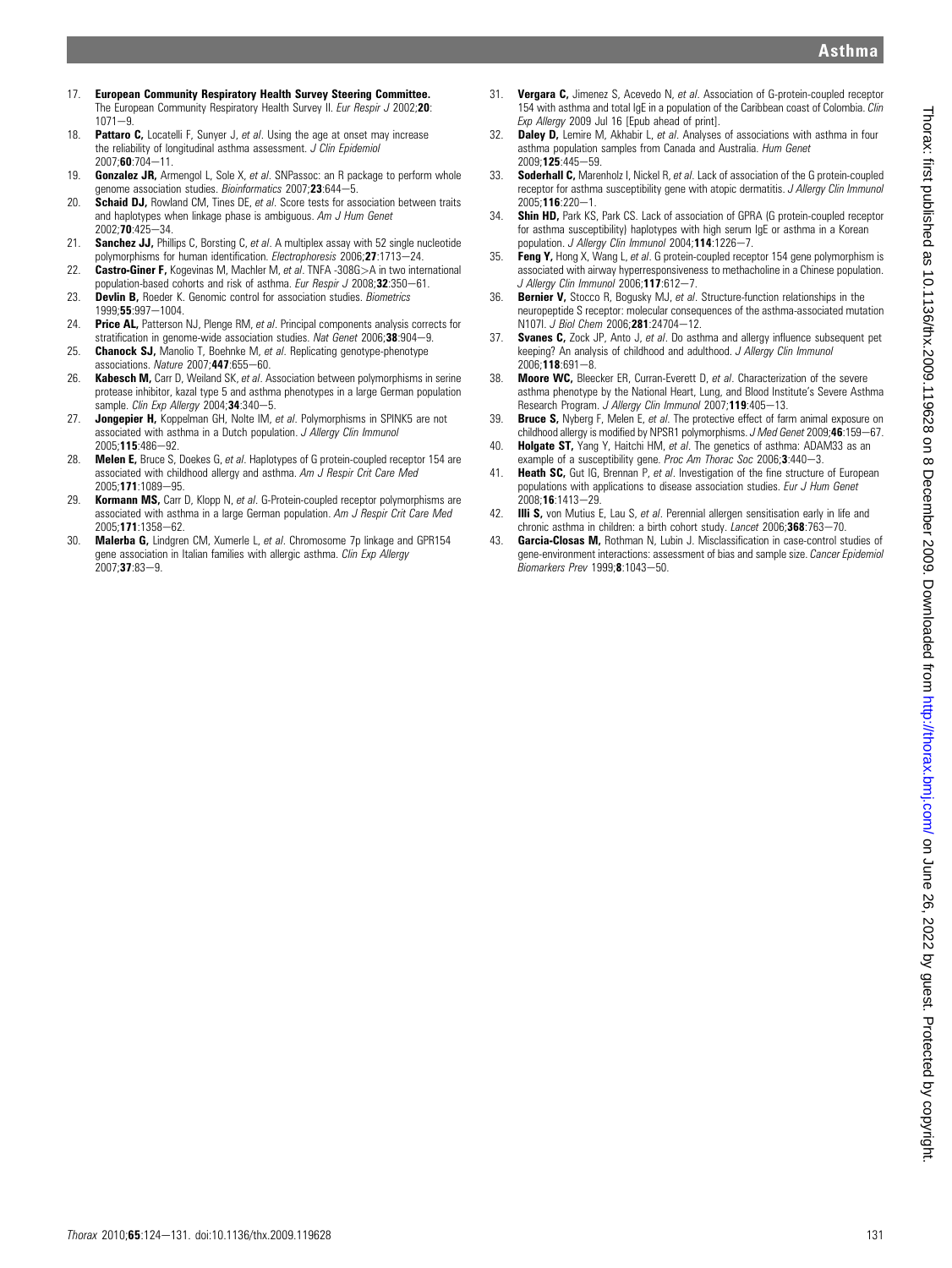17. **European Community Respiratory Health Survey Steering Committee.** The European Community Respiratory Health Survey II. *Eur Respir J* 2002;**20**:1071–9.
18. **Pattaro C,** Locatelli F, Sunyer J, *et al*. Using the age at onset may increase the reliability of longitudinal asthma assessment. *J Clin Epidemiol* 2007;**60**:704–11.
19. **Gonzalez JR,** Armengol L, Sole X, *et al*. SNPassoc: an R package to perform whole genome association studies. *Bioinformatics* 2007;**23**:644–5.
20. **Schaid DJ,** Rowland CM, Tines DE, *et al*. Score tests for association between traits and haplotypes when linkage phase is ambiguous. *Am J Hum Genet* 2002;**70**:425–34.
21. **Sanchez JJ,** Phillips C, Borsting C, *et al*. A multiplex assay with 52 single nucleotide polymorphisms for human identification. *Electrophoresis* 2006;**27**:1713–24.
22. **Castro-Giner F,** Kogevinas M, Machler M, *et al*. TNFA -308G>A in two international population-based cohorts and risk of asthma. *Eur Respir J* 2008;**32**:350–61.
23. **Devlin B,** Roeder K. Genomic control for association studies. *Biometrics* 1999;**55**:997–1004.
24. **Price AL,** Patterson NJ, Plenge RM, *et al*. Principal components analysis corrects for stratification in genome-wide association studies. *Nat Genet* 2006;**38**:904–9.
25. **Chanock SJ,** Manolio T, Boehnke M, *et al*. Replicating genotype-phenotype associations. *Nature* 2007;**447**:655–60.
26. **Kabesch M,** Carr D, Weiland SK, *et al*. Association between polymorphisms in serine protease inhibitor, kazal type 5 and asthma phenotypes in a large German population sample. *Clin Exp Allergy* 2004;**34**:340–5.
27. **Jongepier H,** Koppelman GH, Nolte IM, *et al*. Polymorphisms in SPINK5 are not associated with asthma in a Dutch population. *J Allergy Clin Immunol* 2005;**115**:486–92.
28. **Melen E,** Bruce S, Doekes G, *et al*. Haplotypes of G protein-coupled receptor 154 are associated with childhood allergy and asthma. *Am J Respir Crit Care Med* 2005;**171**:1089–95.
29. **Kormann MS,** Carr D, Klopp N, *et al*. G-Protein-coupled receptor polymorphisms are associated with asthma in a large German population. *Am J Respir Crit Care Med* 2005;**171**:1358–62.
30. **Malerba G,** Lindgren CM, Xumerle L, *et al*. Chromosome 7p linkage and GPR154 gene association in Italian families with allergic asthma. *Clin Exp Allergy* 2007;**37**:83–9.
31. **Vergara C,** Jimenez S, Acevedo N, *et al*. Association of G-protein-coupled receptor 154 with asthma and total IgE in a population of the Caribbean coast of Colombia. *Clin Exp Allergy* 2009 Jul 16 [Epub ahead of print].
32. **Daley D,** Lemire M, Akhabir L, *et al*. Analyses of associations with asthma in four asthma population samples from Canada and Australia. *Hum Genet* 2009;**125**:445–59.
33. **Soderhall C,** Marenholz I, Nickel R, *et al*. Lack of association of the G protein-coupled receptor for asthma susceptibility gene with atopic dermatitis. *J Allergy Clin Immunol* 2005;**116**:220–1.
34. **Shin HD,** Park KS, Park CS. Lack of association of GPRA (G protein-coupled receptor for asthma susceptibility) haplotypes with high serum IgE or asthma in a Korean population. *J Allergy Clin Immunol* 2004;**114**:1226–7.
35. **Feng Y,** Hong X, Wang L, *et al*. G protein-coupled receptor 154 gene polymorphism is associated with airway hyperresponsiveness to methacholine in a Chinese population. *J Allergy Clin Immunol* 2006;**117**:612–7.
36. **Bernier V,** Stocco R, Bogusky MJ, *et al*. Structure-function relationships in the neuropeptide S receptor: molecular consequences of the asthma-associated mutation N107I. *J Biol Chem* 2006;**281**:24704–12.
37. **Svanes C,** Zock JP, Anto J, *et al*. Do asthma and allergy influence subsequent pet keeping? An analysis of childhood and adulthood. *J Allergy Clin Immunol* 2006;**118**:691–8.
38. **Moore WC,** Bleecker ER, Curran-Everett D, *et al*. Characterization of the severe asthma phenotype by the National Heart, Lung, and Blood Institute's Severe Asthma Research Program. *J Allergy Clin Immunol* 2007;**119**:405–13.
39. **Bruce S,** Nyberg F, Melen E, *et al*. The protective effect of farm animal exposure on childhood allergy is modified by NPSR1 polymorphisms. *J Med Genet* 2009;**46**:159–67.
40. **Holgate ST,** Yang Y, Haitchi HM, *et al*. The genetics of asthma: ADAM33 as an example of a susceptibility gene. *Proc Am Thorac Soc* 2006;**3**:440–3.
41. **Heath SC,** Gut IG, Brennan P, *et al*. Investigation of the fine structure of European populations with applications to disease association studies. *Eur J Hum Genet* 2008;**16**:1413–29.
42. **Illi S,** von Mutius E, Lau S, *et al*. Perennial allergen sensitisation early in life and chronic asthma in children: a birth cohort study. *Lancet* 2006;**368**:763–70.
43. **Garcia-Closas M,** Rothman N, Lubin J. Misclassification in case-control studies of gene-environment interactions: assessment of bias and sample size. *Cancer Epidemiol Biomarkers Prev* 1999;**8**:1043–50.